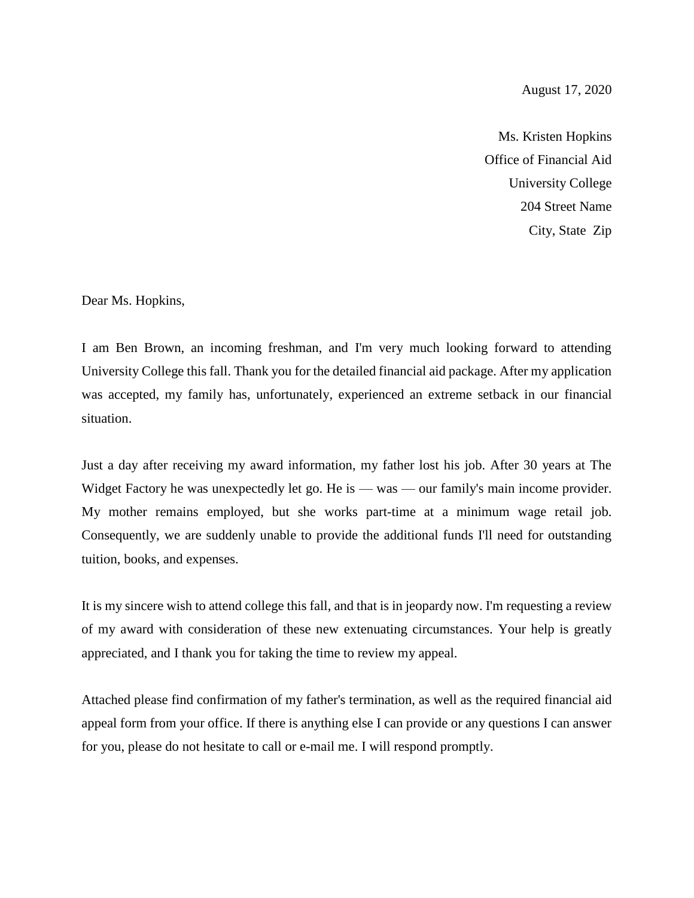August 17, 2020

Ms. Kristen Hopkins
Office of Financial Aid
University College
204 Street Name
City, State Zip

Dear Ms. Hopkins,

I am Ben Brown, an incoming freshman, and I'm very much looking forward to attending University College this fall. Thank you for the detailed financial aid package. After my application was accepted, my family has, unfortunately, experienced an extreme setback in our financial situation.

Just a day after receiving my award information, my father lost his job. After 30 years at The Widget Factory he was unexpectedly let go. He is — was — our family's main income provider. My mother remains employed, but she works part-time at a minimum wage retail job. Consequently, we are suddenly unable to provide the additional funds I'll need for outstanding tuition, books, and expenses.

It is my sincere wish to attend college this fall, and that is in jeopardy now. I'm requesting a review of my award with consideration of these new extenuating circumstances. Your help is greatly appreciated, and I thank you for taking the time to review my appeal.

Attached please find confirmation of my father's termination, as well as the required financial aid appeal form from your office. If there is anything else I can provide or any questions I can answer for you, please do not hesitate to call or e-mail me. I will respond promptly.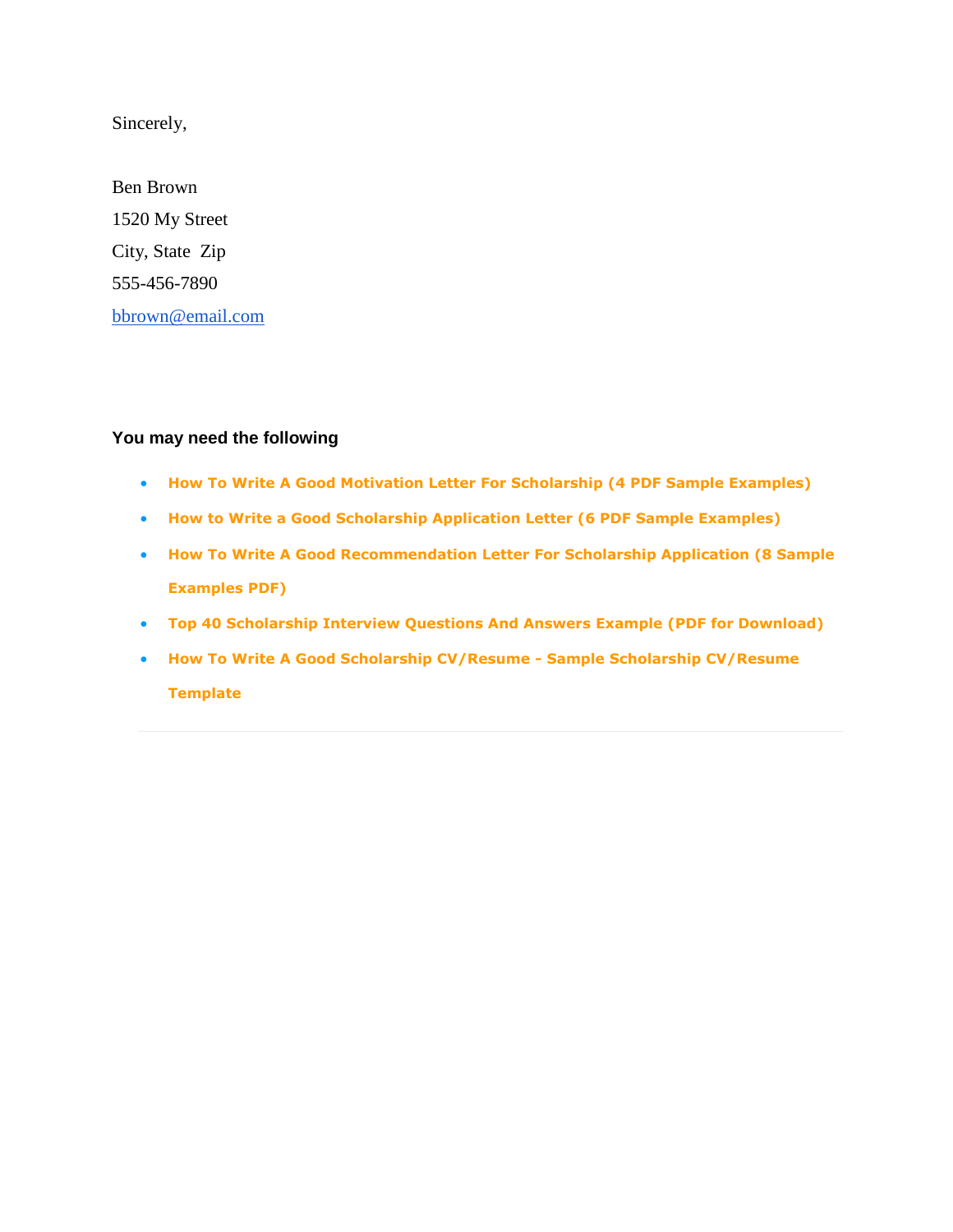Sincerely,

Ben Brown  
1520 My Street  
City, State  Zip  
555-456-7890  
bbrown@email.com

### You may need the following

- **How To Write A Good Motivation Letter For Scholarship (4 PDF Sample Examples)**
- **How to Write a Good Scholarship Application Letter (6 PDF Sample Examples)**
- **How To Write A Good Recommendation Letter For Scholarship Application (8 Sample Examples PDF)**
- **Top 40 Scholarship Interview Questions And Answers Example (PDF for Download)**
- **How To Write A Good Scholarship CV/Resume - Sample Scholarship CV/Resume Template**